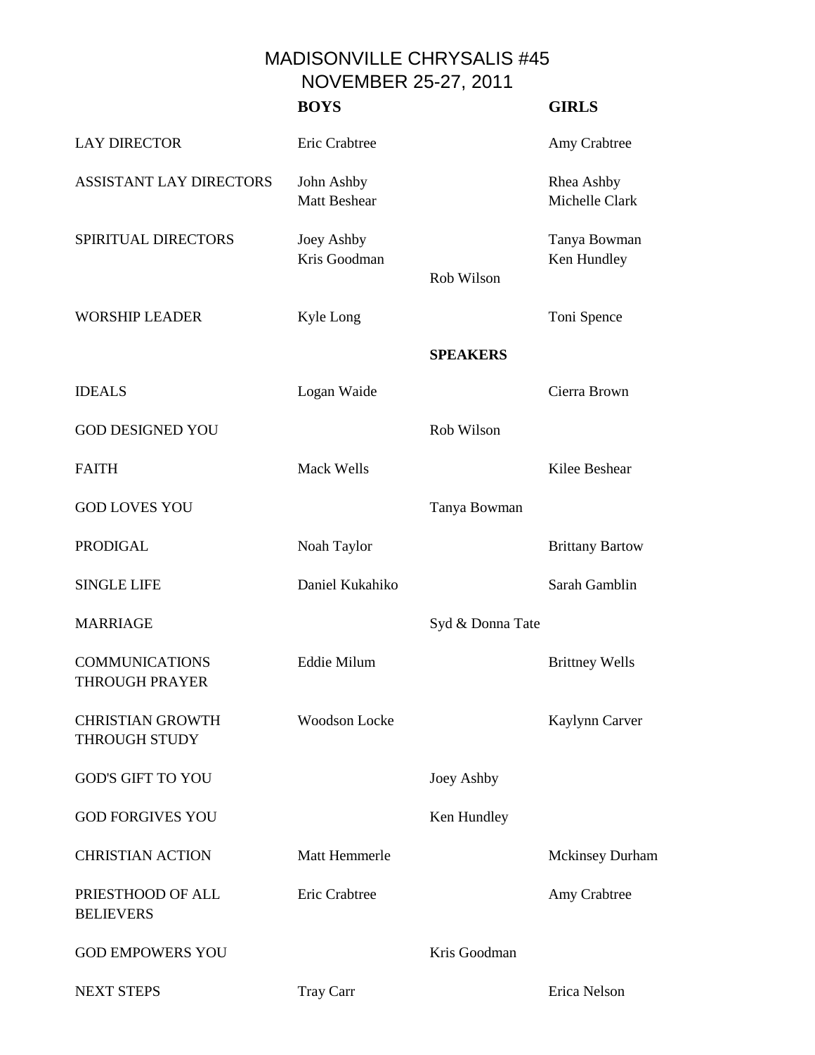# MADISONVILLE CHRYSALIS #45
## NOVEMBER 25-27, 2011

| | BOYS | | GIRLS |
|---|---|---|---|
| LAY DIRECTOR | Eric Crabtree | | Amy Crabtree |
| ASSISTANT LAY DIRECTORS | John Ashby<br>Matt Beshear | | Rhea Ashby<br>Michelle Clark |
| SPIRITUAL DIRECTORS | Joey Ashby<br>Kris Goodman | Rob Wilson | Tanya Bowman<br>Ken Hundley |
| WORSHIP LEADER | Kyle Long | | Toni Spence |
| | | **SPEAKERS** | |
| IDEALS | Logan Waide | | Cierra Brown |
| GOD DESIGNED YOU | | Rob Wilson | |
| FAITH | Mack Wells | | Kilee Beshear |
| GOD LOVES YOU | | Tanya Bowman | |
| PRODIGAL | Noah Taylor | | Brittany Bartow |
| SINGLE LIFE | Daniel Kukahiko | | Sarah Gamblin |
| MARRIAGE | | Syd & Donna Tate | |
| COMMUNICATIONS THROUGH PRAYER | Eddie Milum | | Brittney Wells |
| CHRISTIAN GROWTH THROUGH STUDY | Woodson Locke | | Kaylynn Carver |
| GOD'S GIFT TO YOU | | Joey Ashby | |
| GOD FORGIVES YOU | | Ken Hundley | |
| CHRISTIAN ACTION | Matt Hemmerle | | Mckinsey Durham |
| PRIESTHOOD OF ALL BELIEVERS | Eric Crabtree | | Amy Crabtree |
| GOD EMPOWERS YOU | | Kris Goodman | |
| NEXT STEPS | Tray Carr | | Erica Nelson |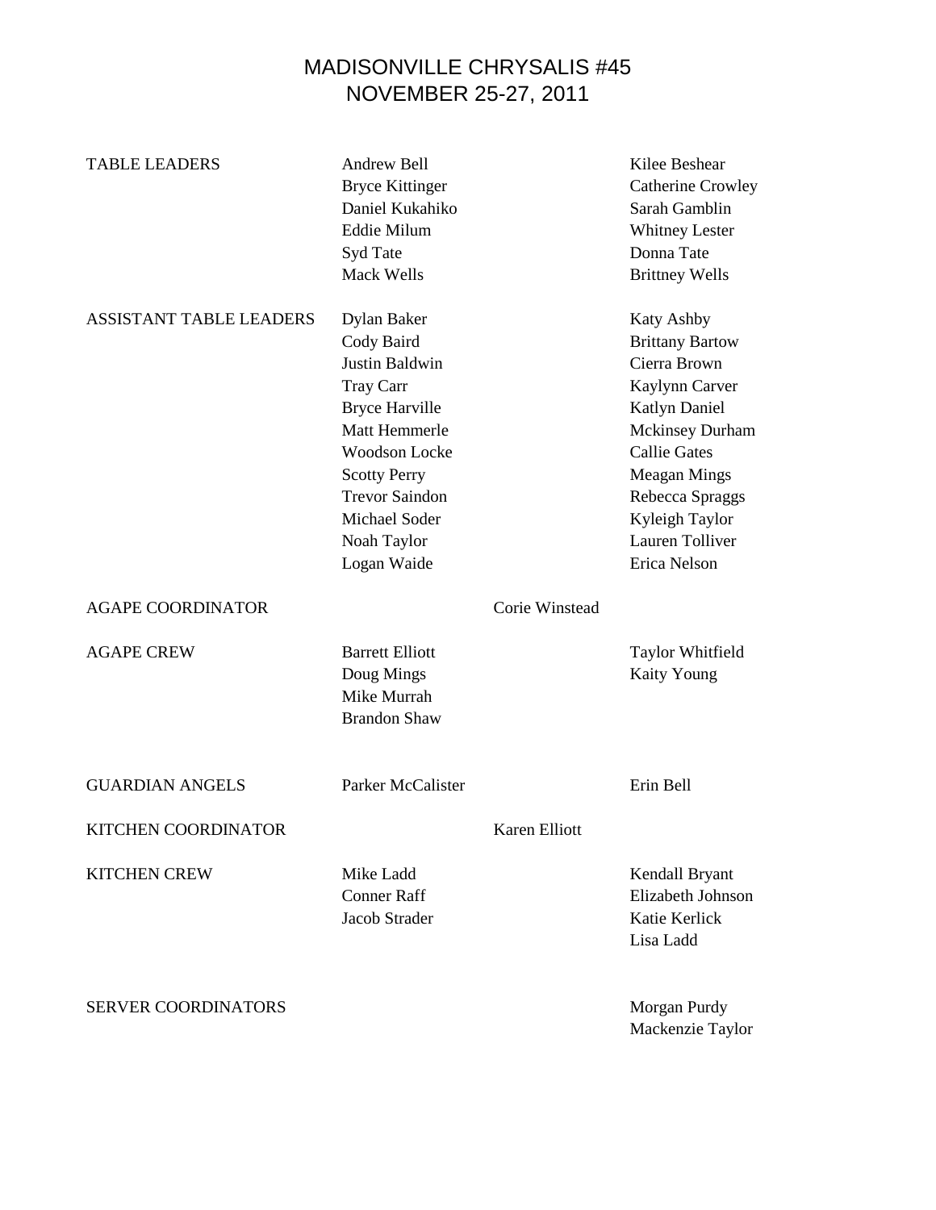# MADISONVILLE CHRYSALIS #45
# NOVEMBER 25-27, 2011

| | | | |
|---|---|---|---|
| TABLE LEADERS | Andrew Bell | | Kilee Beshear |
| | Bryce Kittinger | | Catherine Crowley |
| | Daniel Kukahiko | | Sarah Gamblin |
| | Eddie Milum | | Whitney Lester |
| | Syd Tate | | Donna Tate |
| | Mack Wells | | Brittney Wells |
| ASSISTANT TABLE LEADERS | Dylan Baker | | Katy Ashby |
| | Cody Baird | | Brittany Bartow |
| | Justin Baldwin | | Cierra Brown |
| | Tray Carr | | Kaylynn Carver |
| | Bryce Harville | | Katlyn Daniel |
| | Matt Hemmerle | | Mckinsey Durham |
| | Woodson Locke | | Callie Gates |
| | Scotty Perry | | Meagan Mings |
| | Trevor Saindon | | Rebecca Spraggs |
| | Michael Soder | | Kyleigh Taylor |
| | Noah Taylor | | Lauren Tolliver |
| | Logan Waide | | Erica Nelson |
| AGAPE COORDINATOR | | Corie Winstead | |
| AGAPE CREW | Barrett Elliott | | Taylor Whitfield |
| | Doug Mings | | Kaity Young |
| | Mike Murrah | | |
| | Brandon Shaw | | |
| GUARDIAN ANGELS | Parker McCalister | | Erin Bell |
| KITCHEN COORDINATOR | | Karen Elliott | |
| KITCHEN CREW | Mike Ladd | | Kendall Bryant |
| | Conner Raff | | Elizabeth Johnson |
| | Jacob Strader | | Katie Kerlick |
| | | | Lisa Ladd |
| SERVER COORDINATORS | | | Morgan Purdy |
| | | | Mackenzie Taylor |